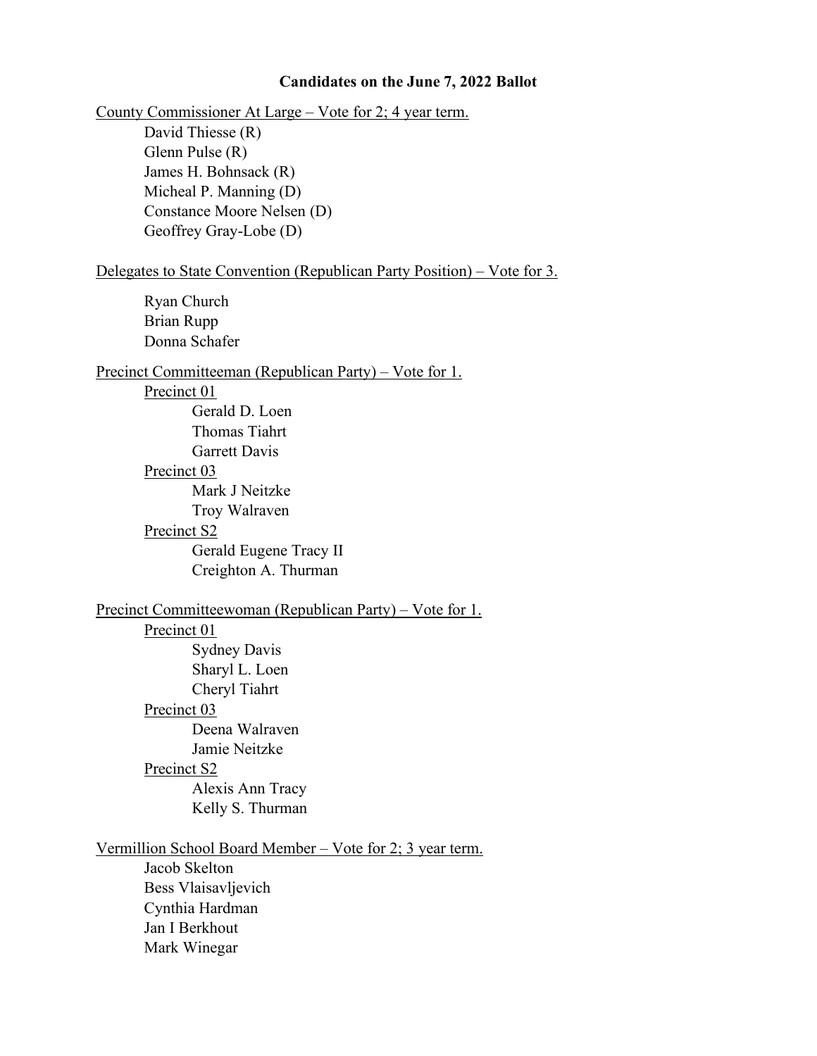**Candidates on the June 7, 2022 Ballot**

<u>County Commissioner At Large – Vote for 2; 4 year term.</u>

- David Thiesse (R)
- Glenn Pulse (R)
- James H. Bohnsack (R)
- Micheal P. Manning (D)
- Constance Moore Nelsen (D)
- Geoffrey Gray-Lobe (D)

<u>Delegates to State Convention (Republican Party Position) – Vote for 3.</u>

- Ryan Church
- Brian Rupp
- Donna Schafer

<u>Precinct Committeeman (Republican Party) – Vote for 1.</u>

- <u>Precinct 01</u>
  - Gerald D. Loen
  - Thomas Tiahrt
  - Garrett Davis
- <u>Precinct 03</u>
  - Mark J Neitzke
  - Troy Walraven
- <u>Precinct S2</u>
  - Gerald Eugene Tracy II
  - Creighton A. Thurman

<u>Precinct Committeewoman (Republican Party) – Vote for 1.</u>

- <u>Precinct 01</u>
  - Sydney Davis
  - Sharyl L. Loen
  - Cheryl Tiahrt
- <u>Precinct 03</u>
  - Deena Walraven
  - Jamie Neitzke
- <u>Precinct S2</u>
  - Alexis Ann Tracy
  - Kelly S. Thurman

<u>Vermillion School Board Member – Vote for 2; 3 year term.</u>

- Jacob Skelton
- Bess Vlaisavljevich
- Cynthia Hardman
- Jan I Berkhout
- Mark Winegar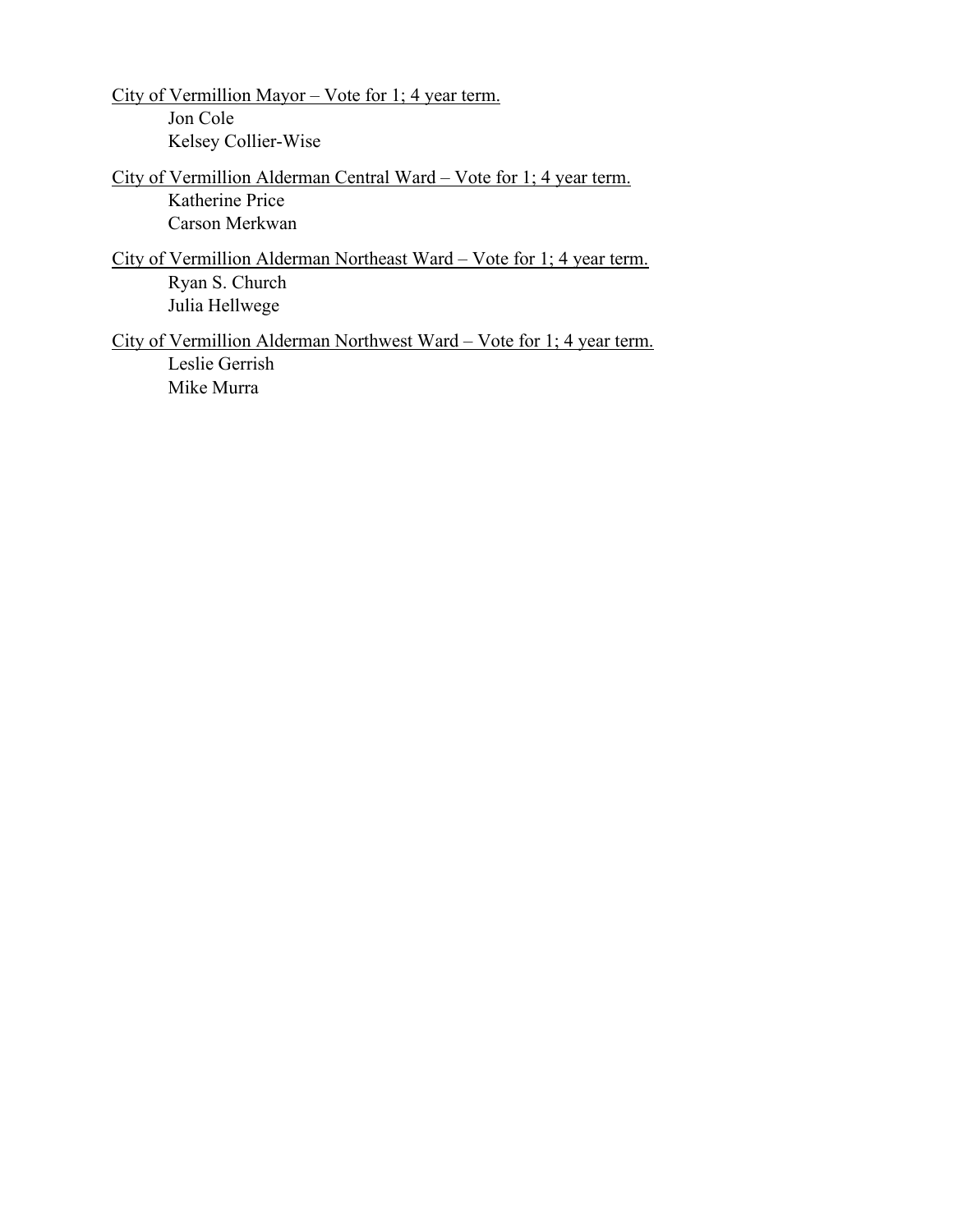City of Vermillion Mayor – Vote for 1; 4 year term.

Jon Cole
Kelsey Collier-Wise

City of Vermillion Alderman Central Ward – Vote for 1; 4 year term.

Katherine Price
Carson Merkwan

City of Vermillion Alderman Northeast Ward – Vote for 1; 4 year term.

Ryan S. Church
Julia Hellwege

City of Vermillion Alderman Northwest Ward – Vote for 1; 4 year term.

Leslie Gerrish
Mike Murra